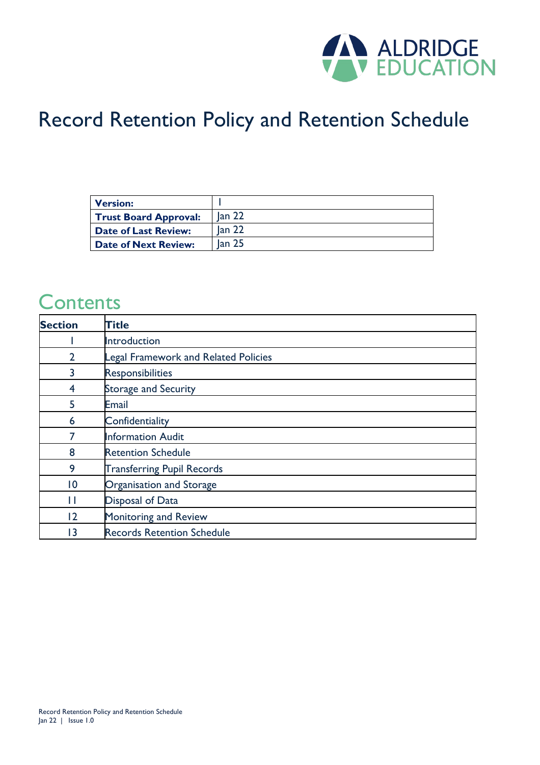ALDRIDGE EDUCATION

# Record Retention Policy and Retention Schedule

| | |
|---|---|
| **Version:** | 1 |
| **Trust Board Approval:** | Jan 22 |
| **Date of Last Review:** | Jan 22 |
| **Date of Next Review:** | Jan 25 |

## Contents

| Section | Title |
|---|---|
| 1 | Introduction |
| 2 | Legal Framework and Related Policies |
| 3 | Responsibilities |
| 4 | Storage and Security |
| 5 | Email |
| 6 | Confidentiality |
| 7 | Information Audit |
| 8 | Retention Schedule |
| 9 | Transferring Pupil Records |
| 10 | Organisation and Storage |
| 11 | Disposal of Data |
| 12 | Monitoring and Review |
| 13 | Records Retention Schedule |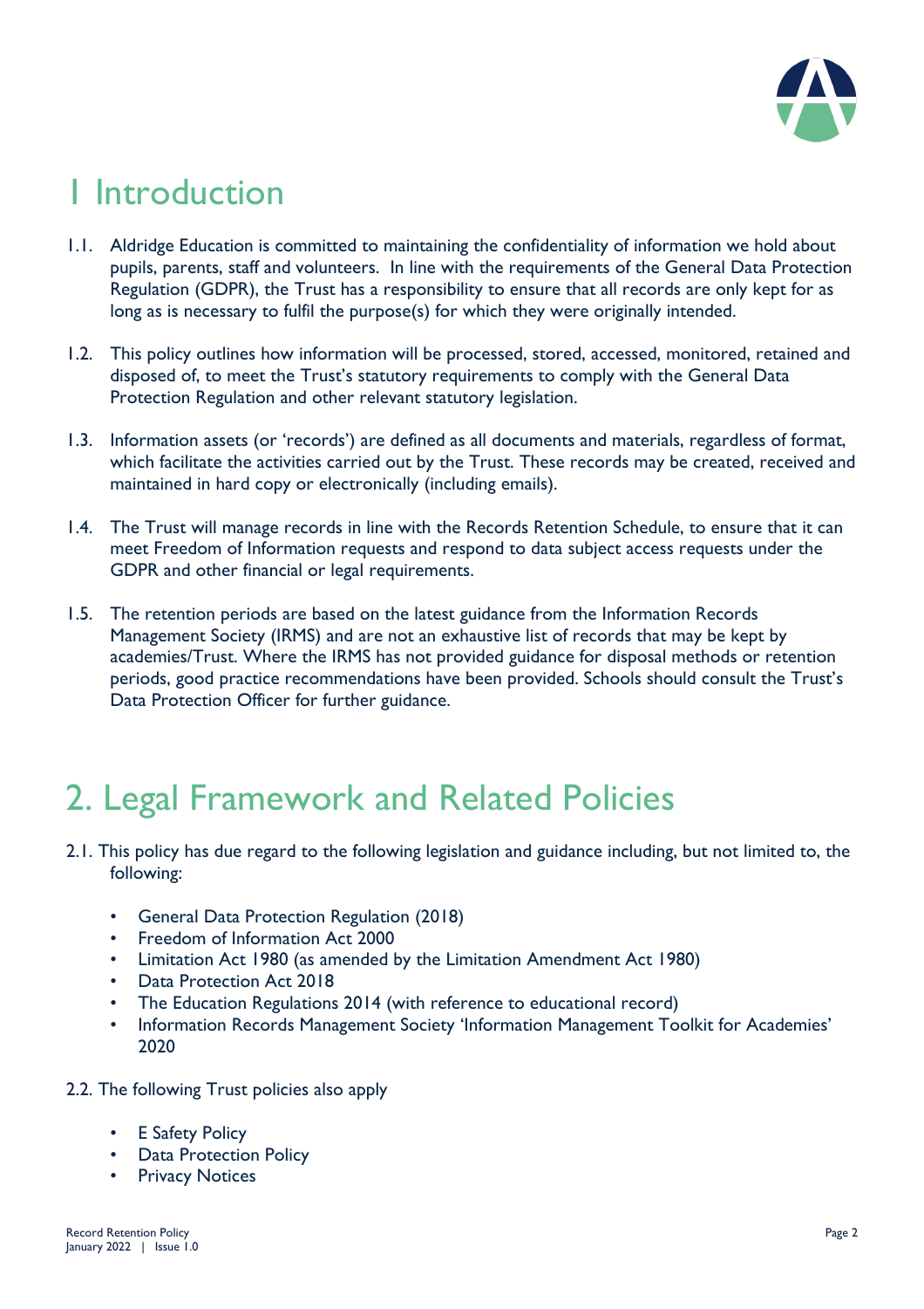# 1 Introduction

1.1. Aldridge Education is committed to maintaining the confidentiality of information we hold about pupils, parents, staff and volunteers. In line with the requirements of the General Data Protection Regulation (GDPR), the Trust has a responsibility to ensure that all records are only kept for as long as is necessary to fulfil the purpose(s) for which they were originally intended.

1.2. This policy outlines how information will be processed, stored, accessed, monitored, retained and disposed of, to meet the Trust's statutory requirements to comply with the General Data Protection Regulation and other relevant statutory legislation.

1.3. Information assets (or 'records') are defined as all documents and materials, regardless of format, which facilitate the activities carried out by the Trust. These records may be created, received and maintained in hard copy or electronically (including emails).

1.4. The Trust will manage records in line with the Records Retention Schedule, to ensure that it can meet Freedom of Information requests and respond to data subject access requests under the GDPR and other financial or legal requirements.

1.5. The retention periods are based on the latest guidance from the Information Records Management Society (IRMS) and are not an exhaustive list of records that may be kept by academies/Trust. Where the IRMS has not provided guidance for disposal methods or retention periods, good practice recommendations have been provided. Schools should consult the Trust's Data Protection Officer for further guidance.

# 2. Legal Framework and Related Policies

2.1. This policy has due regard to the following legislation and guidance including, but not limited to, the following:

- General Data Protection Regulation (2018)
- Freedom of Information Act 2000
- Limitation Act 1980 (as amended by the Limitation Amendment Act 1980)
- Data Protection Act 2018
- The Education Regulations 2014 (with reference to educational record)
- Information Records Management Society 'Information Management Toolkit for Academies' 2020

2.2. The following Trust policies also apply

- E Safety Policy
- Data Protection Policy
- Privacy Notices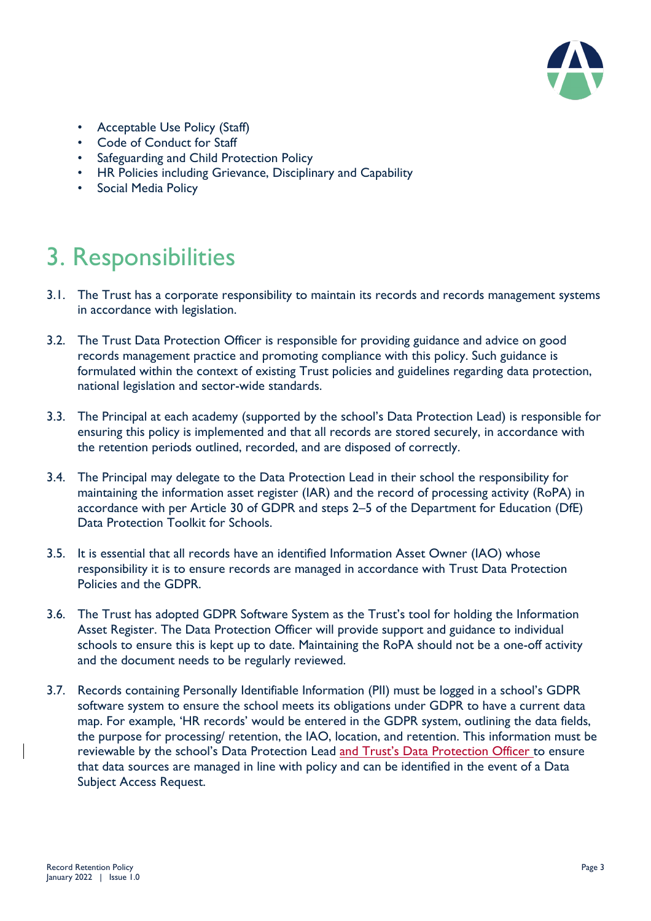- Acceptable Use Policy (Staff)
- Code of Conduct for Staff
- Safeguarding and Child Protection Policy
- HR Policies including Grievance, Disciplinary and Capability
- Social Media Policy

# 3. Responsibilities

3.1. The Trust has a corporate responsibility to maintain its records and records management systems in accordance with legislation.

3.2. The Trust Data Protection Officer is responsible for providing guidance and advice on good records management practice and promoting compliance with this policy. Such guidance is formulated within the context of existing Trust policies and guidelines regarding data protection, national legislation and sector-wide standards.

3.3. The Principal at each academy (supported by the school's Data Protection Lead) is responsible for ensuring this policy is implemented and that all records are stored securely, in accordance with the retention periods outlined, recorded, and are disposed of correctly.

3.4. The Principal may delegate to the Data Protection Lead in their school the responsibility for maintaining the information asset register (IAR) and the record of processing activity (RoPA) in accordance with per Article 30 of GDPR and steps 2–5 of the Department for Education (DfE) Data Protection Toolkit for Schools.

3.5. It is essential that all records have an identified Information Asset Owner (IAO) whose responsibility it is to ensure records are managed in accordance with Trust Data Protection Policies and the GDPR.

3.6. The Trust has adopted GDPR Software System as the Trust's tool for holding the Information Asset Register. The Data Protection Officer will provide support and guidance to individual schools to ensure this is kept up to date. Maintaining the RoPA should not be a one-off activity and the document needs to be regularly reviewed.

3.7. Records containing Personally Identifiable Information (PII) must be logged in a school's GDPR software system to ensure the school meets its obligations under GDPR to have a current data map. For example, 'HR records' would be entered in the GDPR system, outlining the data fields, the purpose for processing/ retention, the IAO, location, and retention. This information must be reviewable by the school's Data Protection Lead and Trust's Data Protection Officer to ensure that data sources are managed in line with policy and can be identified in the event of a Data Subject Access Request.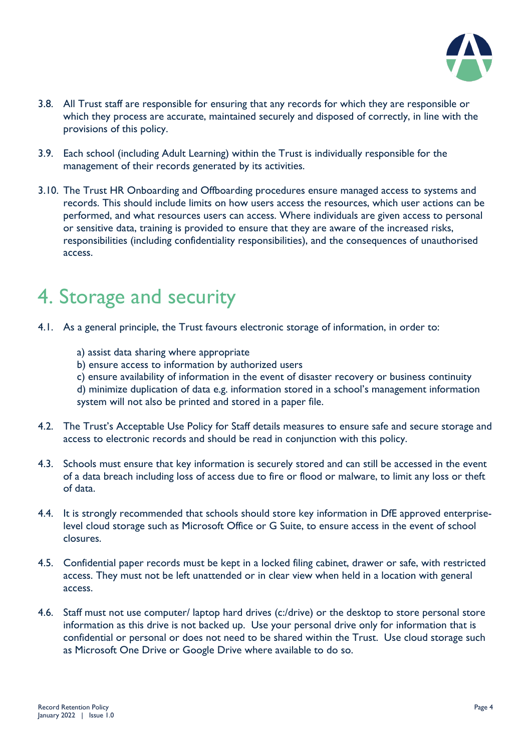3.8. All Trust staff are responsible for ensuring that any records for which they are responsible or which they process are accurate, maintained securely and disposed of correctly, in line with the provisions of this policy.

3.9. Each school (including Adult Learning) within the Trust is individually responsible for the management of their records generated by its activities.

3.10. The Trust HR Onboarding and Offboarding procedures ensure managed access to systems and records. This should include limits on how users access the resources, which user actions can be performed, and what resources users can access. Where individuals are given access to personal or sensitive data, training is provided to ensure that they are aware of the increased risks, responsibilities (including confidentiality responsibilities), and the consequences of unauthorised access.

# 4. Storage and security

4.1. As a general principle, the Trust favours electronic storage of information, in order to:

a) assist data sharing where appropriate
b) ensure access to information by authorized users
c) ensure availability of information in the event of disaster recovery or business continuity
d) minimize duplication of data e.g. information stored in a school's management information system will not also be printed and stored in a paper file.

4.2. The Trust's Acceptable Use Policy for Staff details measures to ensure safe and secure storage and access to electronic records and should be read in conjunction with this policy.

4.3. Schools must ensure that key information is securely stored and can still be accessed in the event of a data breach including loss of access due to fire or flood or malware, to limit any loss or theft of data.

4.4. It is strongly recommended that schools should store key information in DfE approved enterprise-level cloud storage such as Microsoft Office or G Suite, to ensure access in the event of school closures.

4.5. Confidential paper records must be kept in a locked filing cabinet, drawer or safe, with restricted access. They must not be left unattended or in clear view when held in a location with general access.

4.6. Staff must not use computer/ laptop hard drives (c:/drive) or the desktop to store personal store information as this drive is not backed up. Use your personal drive only for information that is confidential or personal or does not need to be shared within the Trust. Use cloud storage such as Microsoft One Drive or Google Drive where available to do so.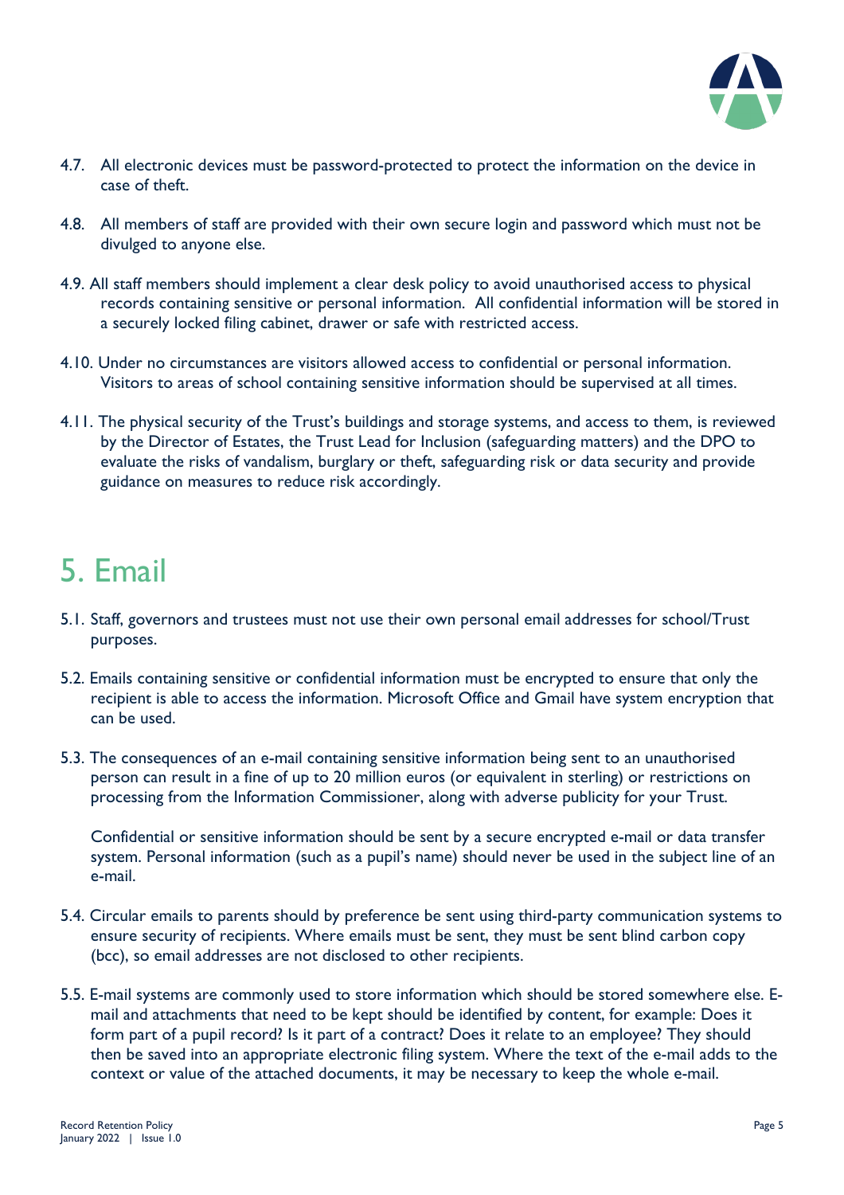4.7. All electronic devices must be password-protected to protect the information on the device in case of theft.

4.8. All members of staff are provided with their own secure login and password which must not be divulged to anyone else.

4.9. All staff members should implement a clear desk policy to avoid unauthorised access to physical records containing sensitive or personal information. All confidential information will be stored in a securely locked filing cabinet, drawer or safe with restricted access.

4.10. Under no circumstances are visitors allowed access to confidential or personal information. Visitors to areas of school containing sensitive information should be supervised at all times.

4.11. The physical security of the Trust's buildings and storage systems, and access to them, is reviewed by the Director of Estates, the Trust Lead for Inclusion (safeguarding matters) and the DPO to evaluate the risks of vandalism, burglary or theft, safeguarding risk or data security and provide guidance on measures to reduce risk accordingly.

# 5. Email

5.1. Staff, governors and trustees must not use their own personal email addresses for school/Trust purposes.

5.2. Emails containing sensitive or confidential information must be encrypted to ensure that only the recipient is able to access the information. Microsoft Office and Gmail have system encryption that can be used.

5.3. The consequences of an e-mail containing sensitive information being sent to an unauthorised person can result in a fine of up to 20 million euros (or equivalent in sterling) or restrictions on processing from the Information Commissioner, along with adverse publicity for your Trust.

Confidential or sensitive information should be sent by a secure encrypted e-mail or data transfer system. Personal information (such as a pupil's name) should never be used in the subject line of an e-mail.

5.4. Circular emails to parents should by preference be sent using third-party communication systems to ensure security of recipients. Where emails must be sent, they must be sent blind carbon copy (bcc), so email addresses are not disclosed to other recipients.

5.5. E-mail systems are commonly used to store information which should be stored somewhere else. E-mail and attachments that need to be kept should be identified by content, for example: Does it form part of a pupil record? Is it part of a contract? Does it relate to an employee? They should then be saved into an appropriate electronic filing system. Where the text of the e-mail adds to the context or value of the attached documents, it may be necessary to keep the whole e-mail.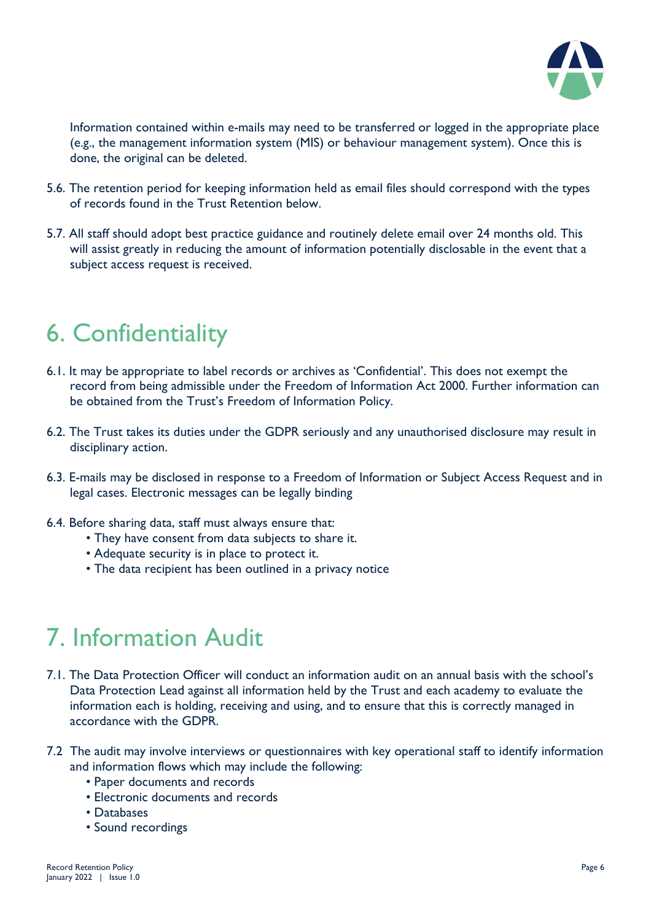Information contained within e-mails may need to be transferred or logged in the appropriate place (e.g., the management information system (MIS) or behaviour management system). Once this is done, the original can be deleted.

5.6. The retention period for keeping information held as email files should correspond with the types of records found in the Trust Retention below.

5.7. All staff should adopt best practice guidance and routinely delete email over 24 months old. This will assist greatly in reducing the amount of information potentially disclosable in the event that a subject access request is received.

# 6. Confidentiality

6.1. It may be appropriate to label records or archives as 'Confidential'. This does not exempt the record from being admissible under the Freedom of Information Act 2000. Further information can be obtained from the Trust's Freedom of Information Policy.

6.2. The Trust takes its duties under the GDPR seriously and any unauthorised disclosure may result in disciplinary action.

6.3. E-mails may be disclosed in response to a Freedom of Information or Subject Access Request and in legal cases. Electronic messages can be legally binding

6.4. Before sharing data, staff must always ensure that:
- They have consent from data subjects to share it.
- Adequate security is in place to protect it.
- The data recipient has been outlined in a privacy notice

# 7. Information Audit

7.1. The Data Protection Officer will conduct an information audit on an annual basis with the school's Data Protection Lead against all information held by the Trust and each academy to evaluate the information each is holding, receiving and using, and to ensure that this is correctly managed in accordance with the GDPR.

7.2 The audit may involve interviews or questionnaires with key operational staff to identify information and information flows which may include the following:
- Paper documents and records
- Electronic documents and records
- Databases
- Sound recordings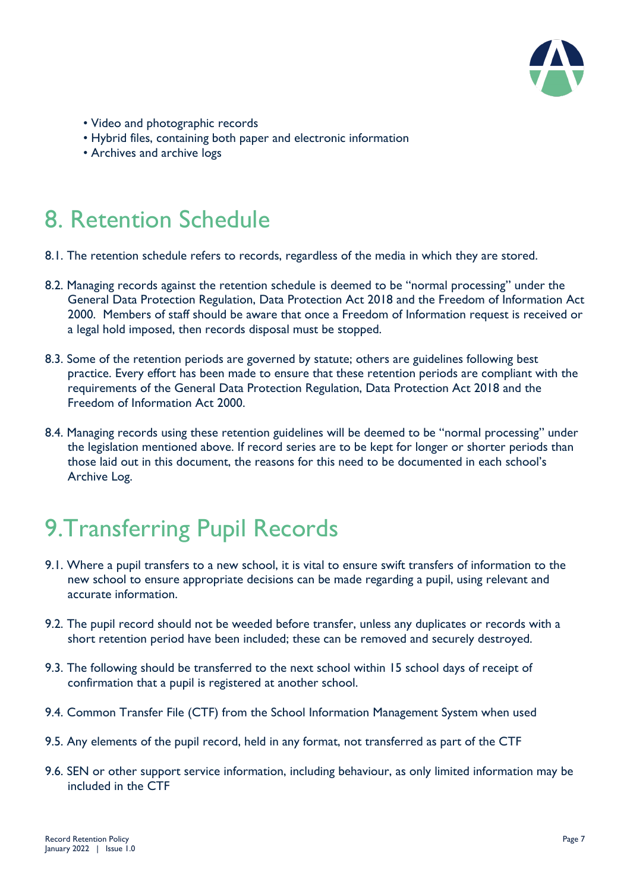- Video and photographic records
- Hybrid files, containing both paper and electronic information
- Archives and archive logs

# 8. Retention Schedule

8.1. The retention schedule refers to records, regardless of the media in which they are stored.

8.2. Managing records against the retention schedule is deemed to be "normal processing" under the General Data Protection Regulation, Data Protection Act 2018 and the Freedom of Information Act 2000. Members of staff should be aware that once a Freedom of Information request is received or a legal hold imposed, then records disposal must be stopped.

8.3. Some of the retention periods are governed by statute; others are guidelines following best practice. Every effort has been made to ensure that these retention periods are compliant with the requirements of the General Data Protection Regulation, Data Protection Act 2018 and the Freedom of Information Act 2000.

8.4. Managing records using these retention guidelines will be deemed to be "normal processing" under the legislation mentioned above. If record series are to be kept for longer or shorter periods than those laid out in this document, the reasons for this need to be documented in each school's Archive Log.

# 9.Transferring Pupil Records

9.1. Where a pupil transfers to a new school, it is vital to ensure swift transfers of information to the new school to ensure appropriate decisions can be made regarding a pupil, using relevant and accurate information.

9.2. The pupil record should not be weeded before transfer, unless any duplicates or records with a short retention period have been included; these can be removed and securely destroyed.

9.3. The following should be transferred to the next school within 15 school days of receipt of confirmation that a pupil is registered at another school.

9.4. Common Transfer File (CTF) from the School Information Management System when used

9.5. Any elements of the pupil record, held in any format, not transferred as part of the CTF

9.6. SEN or other support service information, including behaviour, as only limited information may be included in the CTF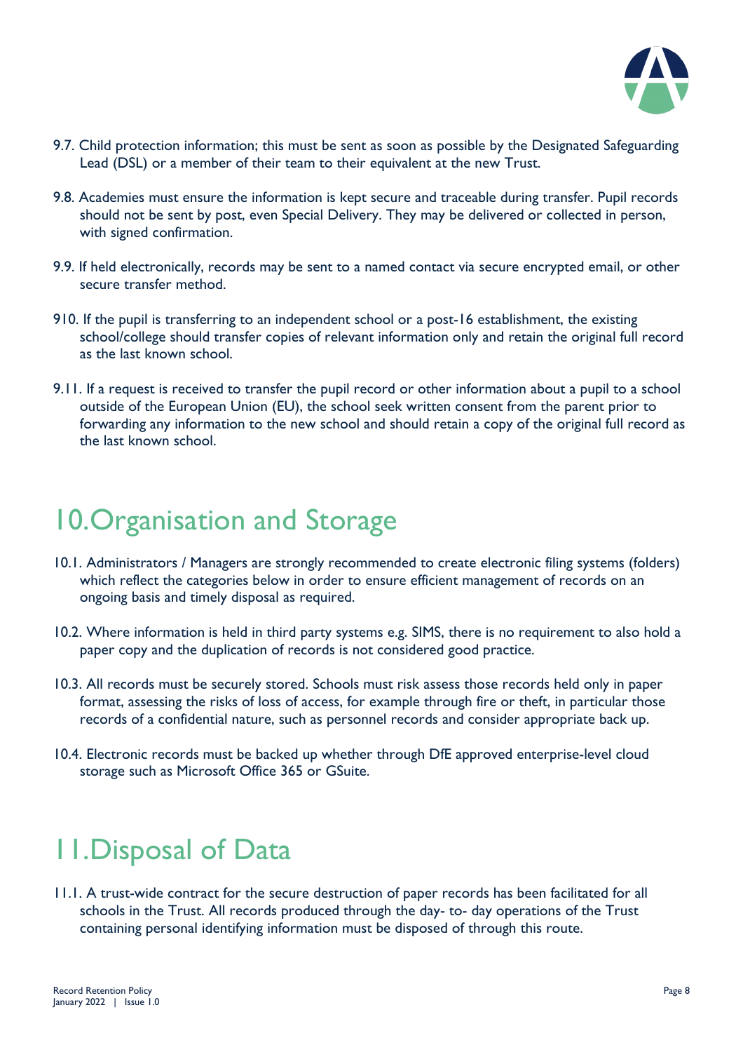9.7. Child protection information; this must be sent as soon as possible by the Designated Safeguarding Lead (DSL) or a member of their team to their equivalent at the new Trust.

9.8. Academies must ensure the information is kept secure and traceable during transfer. Pupil records should not be sent by post, even Special Delivery. They may be delivered or collected in person, with signed confirmation.

9.9. If held electronically, records may be sent to a named contact via secure encrypted email, or other secure transfer method.

910. If the pupil is transferring to an independent school or a post-16 establishment, the existing school/college should transfer copies of relevant information only and retain the original full record as the last known school.

9.11. If a request is received to transfer the pupil record or other information about a pupil to a school outside of the European Union (EU), the school seek written consent from the parent prior to forwarding any information to the new school and should retain a copy of the original full record as the last known school.

# 10.Organisation and Storage

10.1. Administrators / Managers are strongly recommended to create electronic filing systems (folders) which reflect the categories below in order to ensure efficient management of records on an ongoing basis and timely disposal as required.

10.2. Where information is held in third party systems e.g. SIMS, there is no requirement to also hold a paper copy and the duplication of records is not considered good practice.

10.3. All records must be securely stored. Schools must risk assess those records held only in paper format, assessing the risks of loss of access, for example through fire or theft, in particular those records of a confidential nature, such as personnel records and consider appropriate back up.

10.4. Electronic records must be backed up whether through DfE approved enterprise-level cloud storage such as Microsoft Office 365 or GSuite.

# 11.Disposal of Data

11.1. A trust-wide contract for the secure destruction of paper records has been facilitated for all schools in the Trust. All records produced through the day- to- day operations of the Trust containing personal identifying information must be disposed of through this route.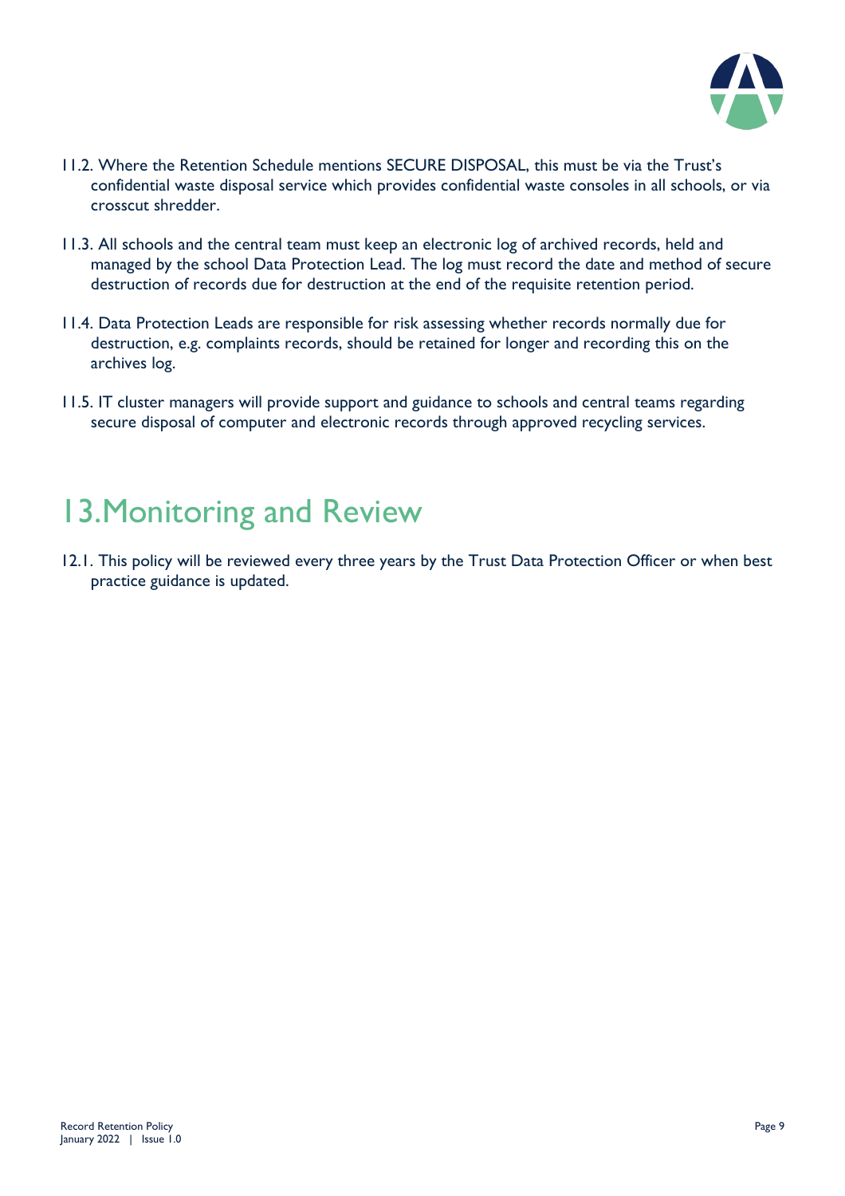11.2. Where the Retention Schedule mentions SECURE DISPOSAL, this must be via the Trust's confidential waste disposal service which provides confidential waste consoles in all schools, or via crosscut shredder.

11.3. All schools and the central team must keep an electronic log of archived records, held and managed by the school Data Protection Lead. The log must record the date and method of secure destruction of records due for destruction at the end of the requisite retention period.

11.4. Data Protection Leads are responsible for risk assessing whether records normally due for destruction, e.g. complaints records, should be retained for longer and recording this on the archives log.

11.5. IT cluster managers will provide support and guidance to schools and central teams regarding secure disposal of computer and electronic records through approved recycling services.

# 13. Monitoring and Review

12.1. This policy will be reviewed every three years by the Trust Data Protection Officer or when best practice guidance is updated.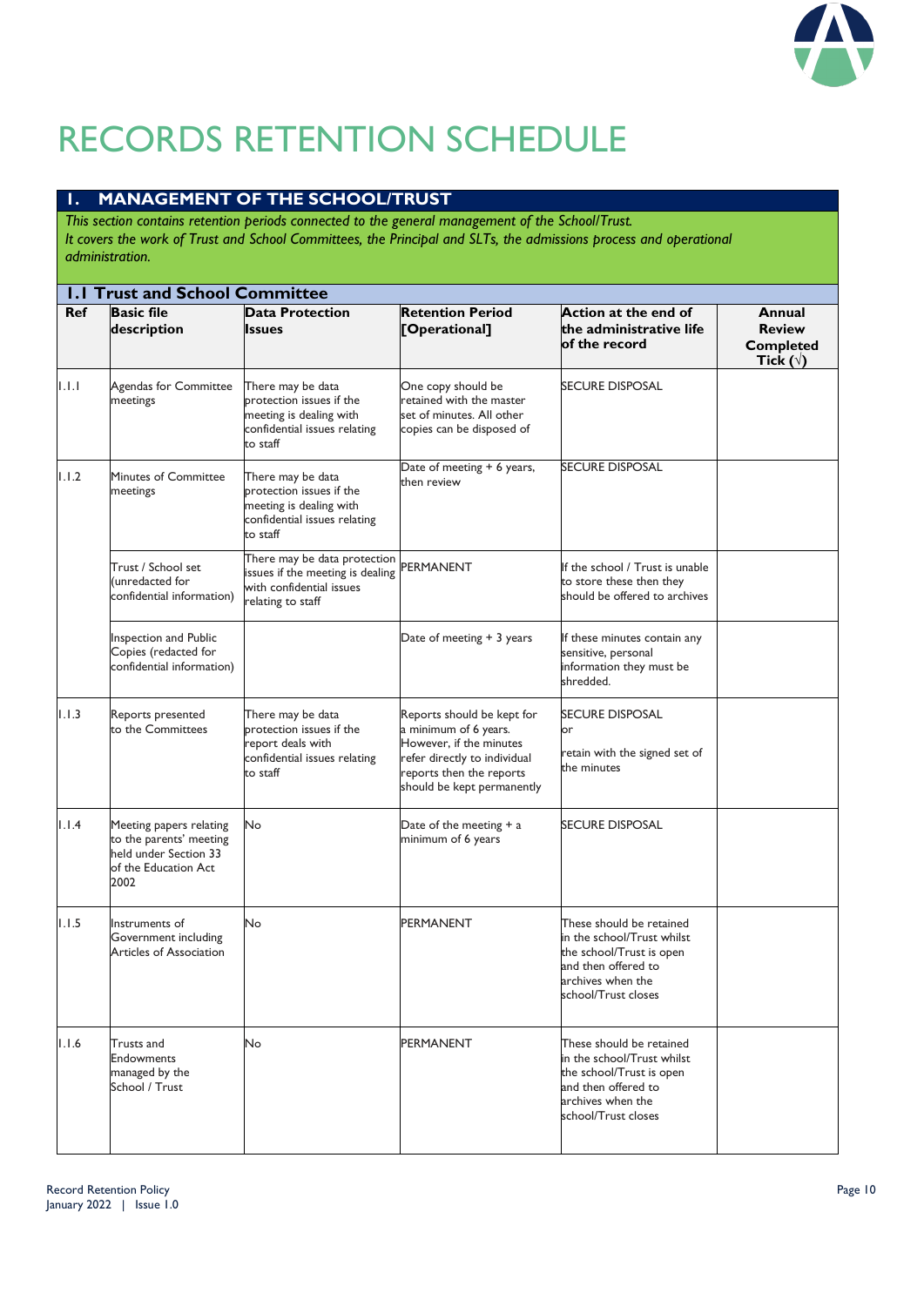# RECORDS RETENTION SCHEDULE

## 1. MANAGEMENT OF THE SCHOOL/TRUST

*This section contains retention periods connected to the general management of the School/Trust.*
*It covers the work of Trust and School Committees, the Principal and SLTs, the admissions process and operational administration.*

### 1.1 Trust and School Committee

| Ref | Basic file description | Data Protection Issues | Retention Period [Operational] | Action at the end of the administrative life of the record | Annual Review Completed Tick (√) |
|---|---|---|---|---|---|
| 1.1.1 | Agendas for Committee meetings | There may be data protection issues if the meeting is dealing with confidential issues relating to staff | One copy should be retained with the master set of minutes. All other copies can be disposed of | SECURE DISPOSAL | |
| 1.1.2 | Minutes of Committee meetings | There may be data protection issues if the meeting is dealing with confidential issues relating to staff | Date of meeting + 6 years, then review | SECURE DISPOSAL | |
| | Trust / School set (unredacted for confidential information) | There may be data protection issues if the meeting is dealing with confidential issues relating to staff | PERMANENT | If the school / Trust is unable to store these then they should be offered to archives | |
| | Inspection and Public Copies (redacted for confidential information) | | Date of meeting + 3 years | If these minutes contain any sensitive, personal information they must be shredded. | |
| 1.1.3 | Reports presented to the Committees | There may be data protection issues if the report deals with confidential issues relating to staff | Reports should be kept for a minimum of 6 years. However, if the minutes refer directly to individual reports then the reports should be kept permanently | SECURE DISPOSAL or retain with the signed set of the minutes | |
| 1.1.4 | Meeting papers relating to the parents' meeting held under Section 33 of the Education Act 2002 | No | Date of the meeting + a minimum of 6 years | SECURE DISPOSAL | |
| 1.1.5 | Instruments of Government including Articles of Association | No | PERMANENT | These should be retained in the school/Trust whilst the school/Trust is open and then offered to archives when the school/Trust closes | |
| 1.1.6 | Trusts and Endowments managed by the School / Trust | No | PERMANENT | These should be retained in the school/Trust whilst the school/Trust is open and then offered to archives when the school/Trust closes | |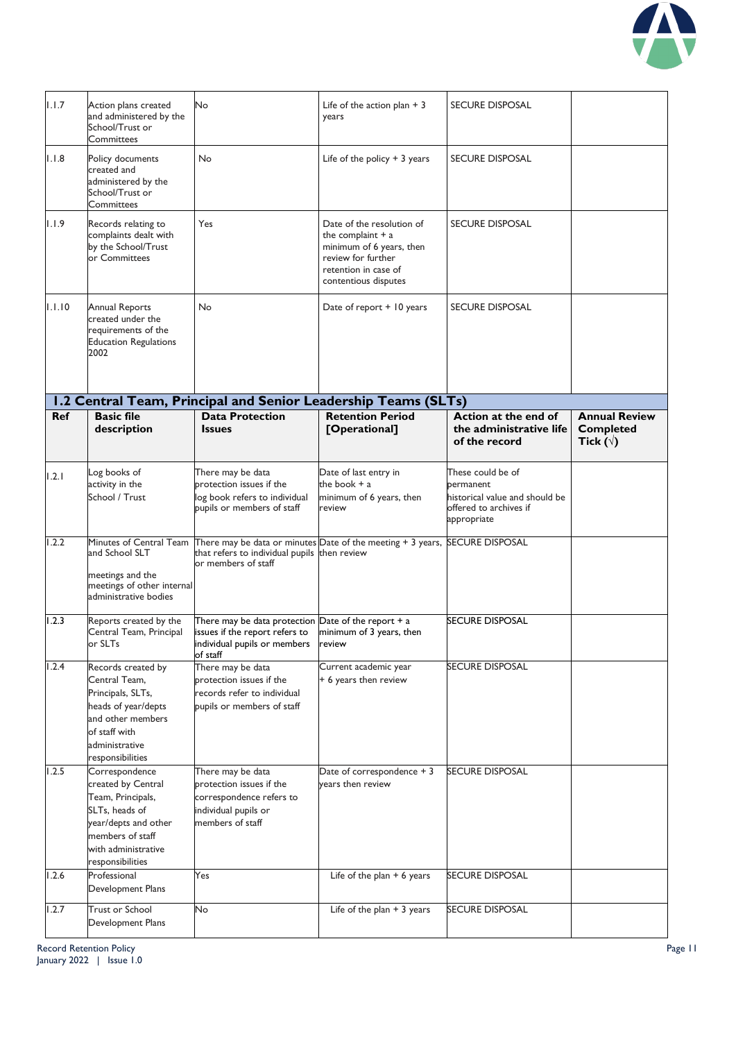| | | | | | |
|---|---|---|---|---|---|
| 1.1.7 | Action plans created and administered by the School/Trust or Committees | No | Life of the action plan + 3 years | SECURE DISPOSAL | |
| 1.1.8 | Policy documents created and administered by the School/Trust or Committees | No | Life of the policy + 3 years | SECURE DISPOSAL | |
| 1.1.9 | Records relating to complaints dealt with by the School/Trust or Committees | Yes | Date of the resolution of the complaint + a minimum of 6 years, then review for further retention in case of contentious disputes | SECURE DISPOSAL | |
| 1.1.10 | Annual Reports created under the requirements of the Education Regulations 2002 | No | Date of report + 10 years | SECURE DISPOSAL | |

## 1.2 Central Team, Principal and Senior Leadership Teams (SLTs)

| Ref | Basic file description | Data Protection Issues | Retention Period [Operational] | Action at the end of the administrative life of the record | Annual Review Completed Tick (√) |
|---|---|---|---|---|---|
| 1.2.1 | Log books of activity in the School / Trust | There may be data protection issues if the log book refers to individual pupils or members of staff | Date of last entry in the book + a minimum of 6 years, then review | These could be of permanent historical value and should be offered to archives if appropriate | |
| 1.2.2 | Minutes of Central Team and School SLT meetings and the meetings of other internal administrative bodies | There may be data or minutes that refers to individual pupils or members of staff | Date of the meeting + 3 years, then review | SECURE DISPOSAL | |
| 1.2.3 | Reports created by the Central Team, Principal or SLTs | There may be data protection issues if the report refers to individual pupils or members of staff | Date of the report + a minimum of 3 years, then review | SECURE DISPOSAL | |
| 1.2.4 | Records created by Central Team, Principals, SLTs, heads of year/depts and other members of staff with administrative responsibilities | There may be data protection issues if the records refer to individual pupils or members of staff | Current academic year + 6 years then review | SECURE DISPOSAL | |
| 1.2.5 | Correspondence created by Central Team, Principals, SLTs, heads of year/depts and other members of staff with administrative responsibilities | There may be data protection issues if the correspondence refers to individual pupils or members of staff | Date of correspondence + 3 years then review | SECURE DISPOSAL | |
| 1.2.6 | Professional Development Plans | Yes | Life of the plan + 6 years | SECURE DISPOSAL | |
| 1.2.7 | Trust or School Development Plans | No | Life of the plan + 3 years | SECURE DISPOSAL | |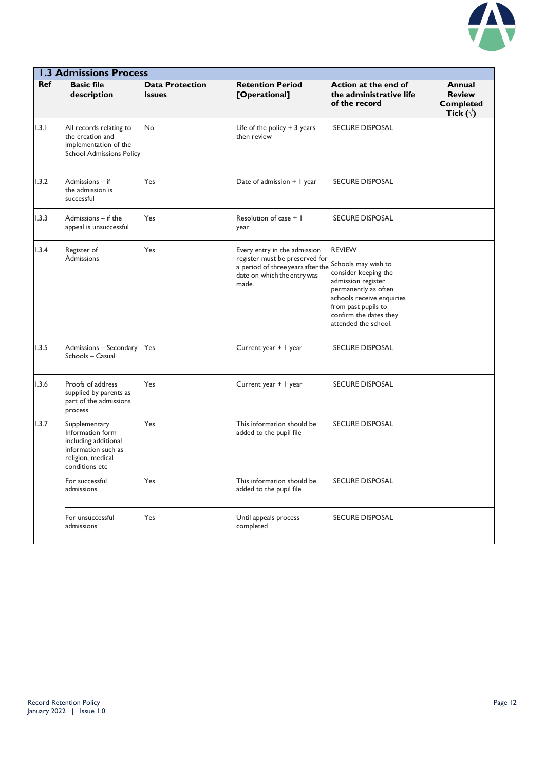| 1.3 Admissions Process | | | | | |
|---|---|---|---|---|---|
| **Ref** | **Basic file description** | **Data Protection Issues** | **Retention Period [Operational]** | **Action at the end of the administrative life of the record** | **Annual Review Completed Tick (√)** |
| 1.3.1 | All records relating to the creation and implementation of the School Admissions Policy | No | Life of the policy + 3 years then review | SECURE DISPOSAL | |
| 1.3.2 | Admissions – if the admission is successful | Yes | Date of admission + 1 year | SECURE DISPOSAL | |
| 1.3.3 | Admissions – if the appeal is unsuccessful | Yes | Resolution of case + 1 year | SECURE DISPOSAL | |
| 1.3.4 | Register of Admissions | Yes | Every entry in the admission register must be preserved for a period of three years after the date on which the entry was made. | REVIEW<br>Schools may wish to consider keeping the admission register permanently as often schools receive enquiries from past pupils to confirm the dates they attended the school. | |
| 1.3.5 | Admissions – Secondary Schools – Casual | Yes | Current year + 1 year | SECURE DISPOSAL | |
| 1.3.6 | Proofs of address supplied by parents as part of the admissions process | Yes | Current year + 1 year | SECURE DISPOSAL | |
| 1.3.7 | Supplementary Information form including additional information such as religion, medical conditions etc | Yes | This information should be added to the pupil file | SECURE DISPOSAL | |
| | For successful admissions | Yes | This information should be added to the pupil file | SECURE DISPOSAL | |
| | For unsuccessful admissions | Yes | Until appeals process completed | SECURE DISPOSAL | |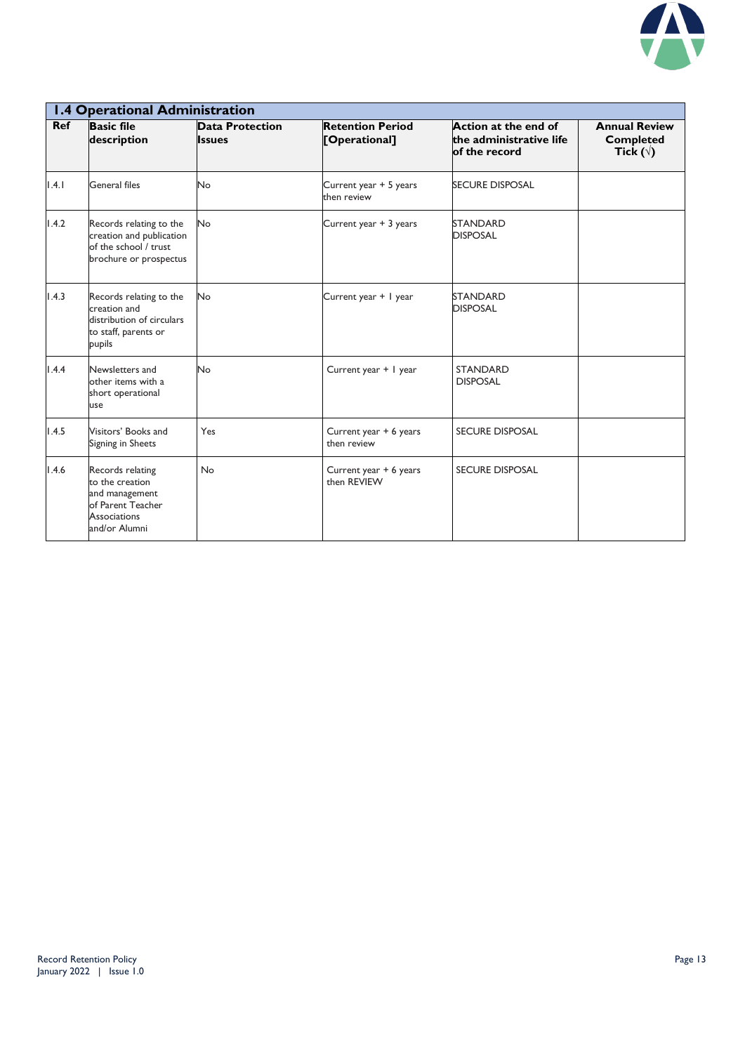| 1.4 Operational Administration | | | | | |
|---|---|---|---|---|---|
| **Ref** | **Basic file description** | **Data Protection Issues** | **Retention Period [Operational]** | **Action at the end of the administrative life of the record** | **Annual Review Completed Tick (√)** |
| 1.4.1 | General files | No | Current year + 5 years then review | SECURE DISPOSAL | |
| 1.4.2 | Records relating to the creation and publication of the school / trust brochure or prospectus | No | Current year + 3 years | STANDARD DISPOSAL | |
| 1.4.3 | Records relating to the creation and distribution of circulars to staff, parents or pupils | No | Current year + 1 year | STANDARD DISPOSAL | |
| 1.4.4 | Newsletters and other items with a short operational use | No | Current year + 1 year | STANDARD DISPOSAL | |
| 1.4.5 | Visitors' Books and Signing in Sheets | Yes | Current year + 6 years then review | SECURE DISPOSAL | |
| 1.4.6 | Records relating to the creation and management of Parent Teacher Associations and/or Alumni | No | Current year + 6 years then REVIEW | SECURE DISPOSAL | |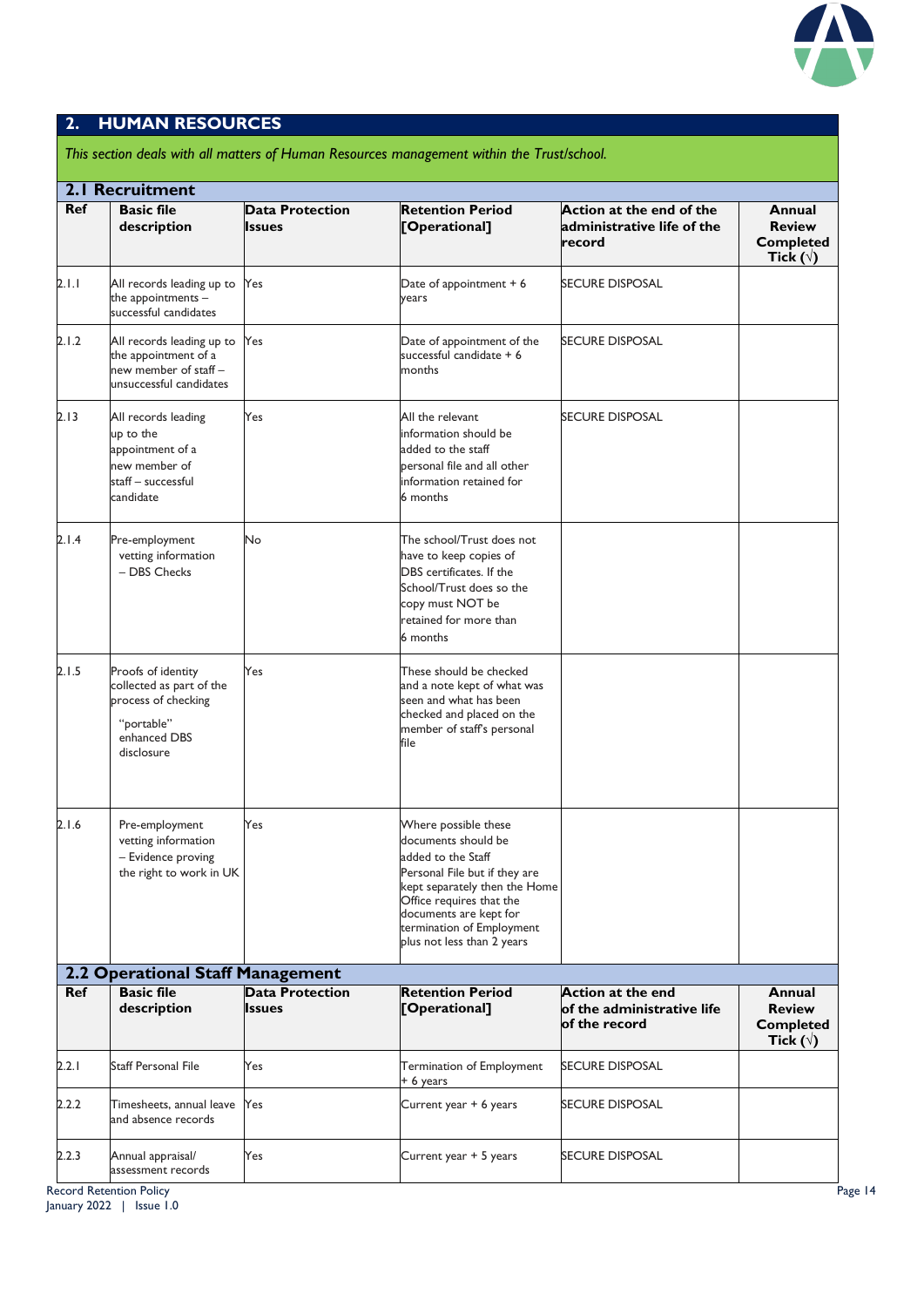## 2. HUMAN RESOURCES

*This section deals with all matters of Human Resources management within the Trust/school.*

### 2.1 Recruitment

| Ref | Basic file description | Data Protection Issues | Retention Period [Operational] | Action at the end of the administrative life of the record | Annual Review Completed Tick (√) |
|---|---|---|---|---|---|
| 2.1.1 | All records leading up to the appointments – successful candidates | Yes | Date of appointment + 6 years | SECURE DISPOSAL | |
| 2.1.2 | All records leading up to the appointment of a new member of staff – unsuccessful candidates | Yes | Date of appointment of the successful candidate + 6 months | SECURE DISPOSAL | |
| 2.13 | All records leading up to the appointment of a new member of staff – successful candidate | Yes | All the relevant information should be added to the staff personal file and all other information retained for 6 months | SECURE DISPOSAL | |
| 2.1.4 | Pre-employment vetting information – DBS Checks | No | The school/Trust does not have to keep copies of DBS certificates. If the School/Trust does so the copy must NOT be retained for more than 6 months | | |
| 2.1.5 | Proofs of identity collected as part of the process of checking "portable" enhanced DBS disclosure | Yes | These should be checked and a note kept of what was seen and what has been checked and placed on the member of staff's personal file | | |
| 2.1.6 | Pre-employment vetting information – Evidence proving the right to work in UK | Yes | Where possible these documents should be added to the Staff Personal File but if they are kept separately then the Home Office requires that the documents are kept for termination of Employment plus not less than 2 years | | |

### 2.2 Operational Staff Management

| Ref | Basic file description | Data Protection Issues | Retention Period [Operational] | Action at the end of the administrative life of the record | Annual Review Completed Tick (√) |
|---|---|---|---|---|---|
| 2.2.1 | Staff Personal File | Yes | Termination of Employment + 6 years | SECURE DISPOSAL | |
| 2.2.2 | Timesheets, annual leave and absence records | Yes | Current year + 6 years | SECURE DISPOSAL | |
| 2.2.3 | Annual appraisal/ assessment records | Yes | Current year + 5 years | SECURE DISPOSAL | |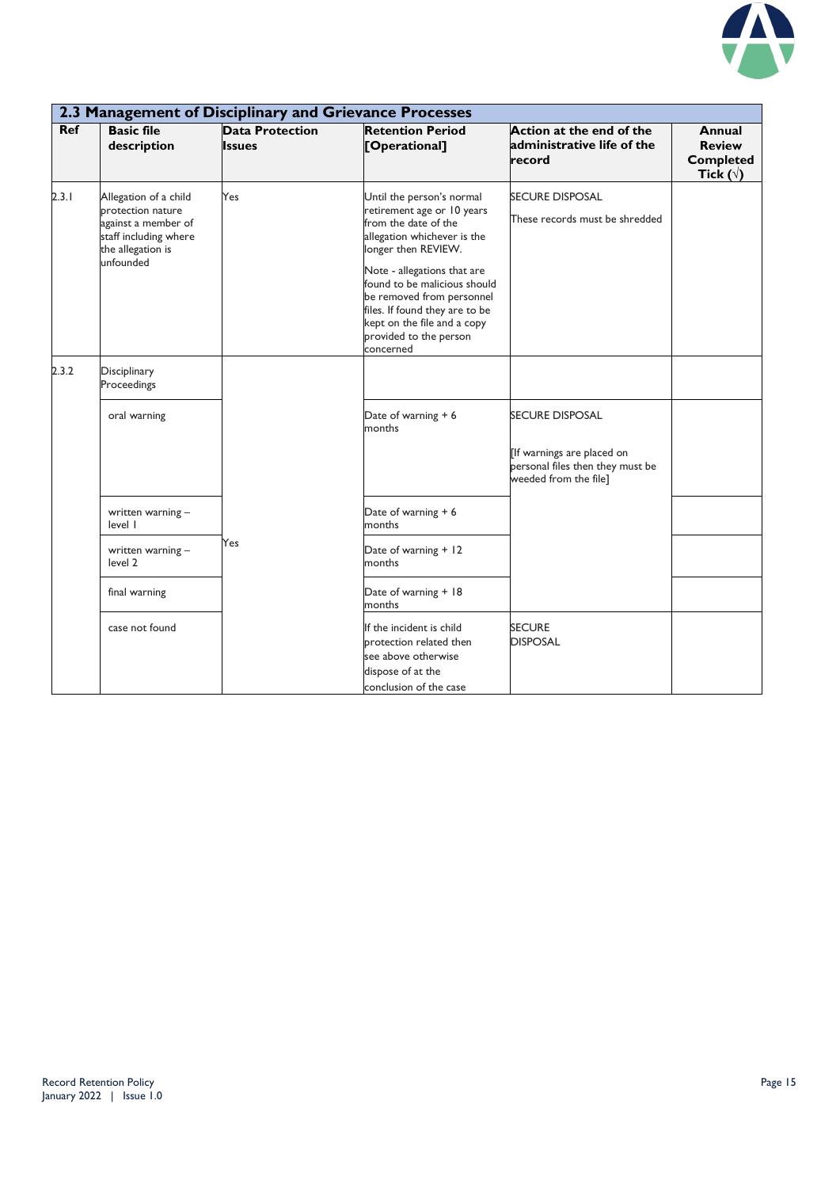| 2.3 Management of Disciplinary and Grievance Processes | | | | | |
|---|---|---|---|---|---|
| **Ref** | **Basic file description** | **Data Protection Issues** | **Retention Period [Operational]** | **Action at the end of the administrative life of the record** | **Annual Review Completed Tick (√)** |
| 2.3.1 | Allegation of a child protection nature against a member of staff including where the allegation is unfounded | Yes | Until the person's normal retirement age or 10 years from the date of the allegation whichever is the longer then REVIEW.<br><br>Note - allegations that are found to be malicious should be removed from personnel files. If found they are to be kept on the file and a copy provided to the person concerned | SECURE DISPOSAL<br><br>These records must be shredded | |
| 2.3.2 | Disciplinary Proceedings | Yes | | | |
| | oral warning | | Date of warning + 6 months | SECURE DISPOSAL<br><br>[If warnings are placed on personal files then they must be weeded from the file] | |
| | written warning – level 1 | | Date of warning + 6 months | | |
| | written warning – level 2 | | Date of warning + 12 months | | |
| | final warning | | Date of warning + 18 months | | |
| | case not found | | If the incident is child protection related then see above otherwise dispose of at the conclusion of the case | SECURE DISPOSAL | |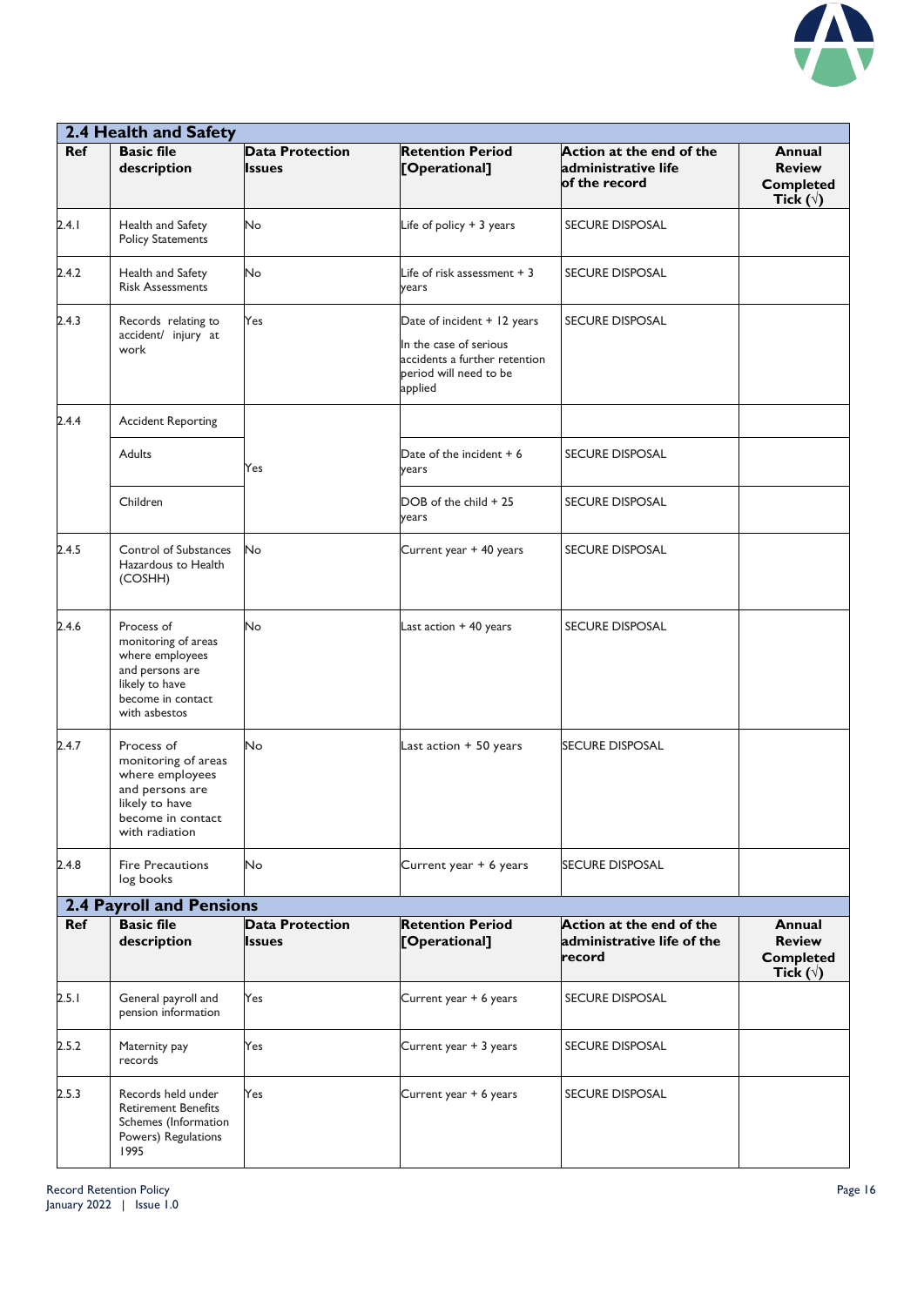## 2.4 Health and Safety

| Ref | Basic file description | Data Protection Issues | Retention Period [Operational] | Action at the end of the administrative life of the record | Annual Review Completed Tick (√) |
|---|---|---|---|---|---|
| 2.4.1 | Health and Safety Policy Statements | No | Life of policy + 3 years | SECURE DISPOSAL | |
| 2.4.2 | Health and Safety Risk Assessments | No | Life of risk assessment + 3 years | SECURE DISPOSAL | |
| 2.4.3 | Records relating to accident/ injury at work | Yes | Date of incident + 12 years<br>In the case of serious accidents a further retention period will need to be applied | SECURE DISPOSAL | |
| 2.4.4 | Accident Reporting | | | | |
| | Adults | Yes | Date of the incident + 6 years | SECURE DISPOSAL | |
| | Children | | DOB of the child + 25 years | SECURE DISPOSAL | |
| 2.4.5 | Control of Substances Hazardous to Health (COSHH) | No | Current year + 40 years | SECURE DISPOSAL | |
| 2.4.6 | Process of monitoring of areas where employees and persons are likely to have become in contact with asbestos | No | Last action + 40 years | SECURE DISPOSAL | |
| 2.4.7 | Process of monitoring of areas where employees and persons are likely to have become in contact with radiation | No | Last action + 50 years | SECURE DISPOSAL | |
| 2.4.8 | Fire Precautions log books | No | Current year + 6 years | SECURE DISPOSAL | |

## 2.4 Payroll and Pensions

| Ref | Basic file description | Data Protection Issues | Retention Period [Operational] | Action at the end of the administrative life of the record | Annual Review Completed Tick (√) |
|---|---|---|---|---|---|
| 2.5.1 | General payroll and pension information | Yes | Current year + 6 years | SECURE DISPOSAL | |
| 2.5.2 | Maternity pay records | Yes | Current year + 3 years | SECURE DISPOSAL | |
| 2.5.3 | Records held under Retirement Benefits Schemes (Information Powers) Regulations 1995 | Yes | Current year + 6 years | SECURE DISPOSAL | |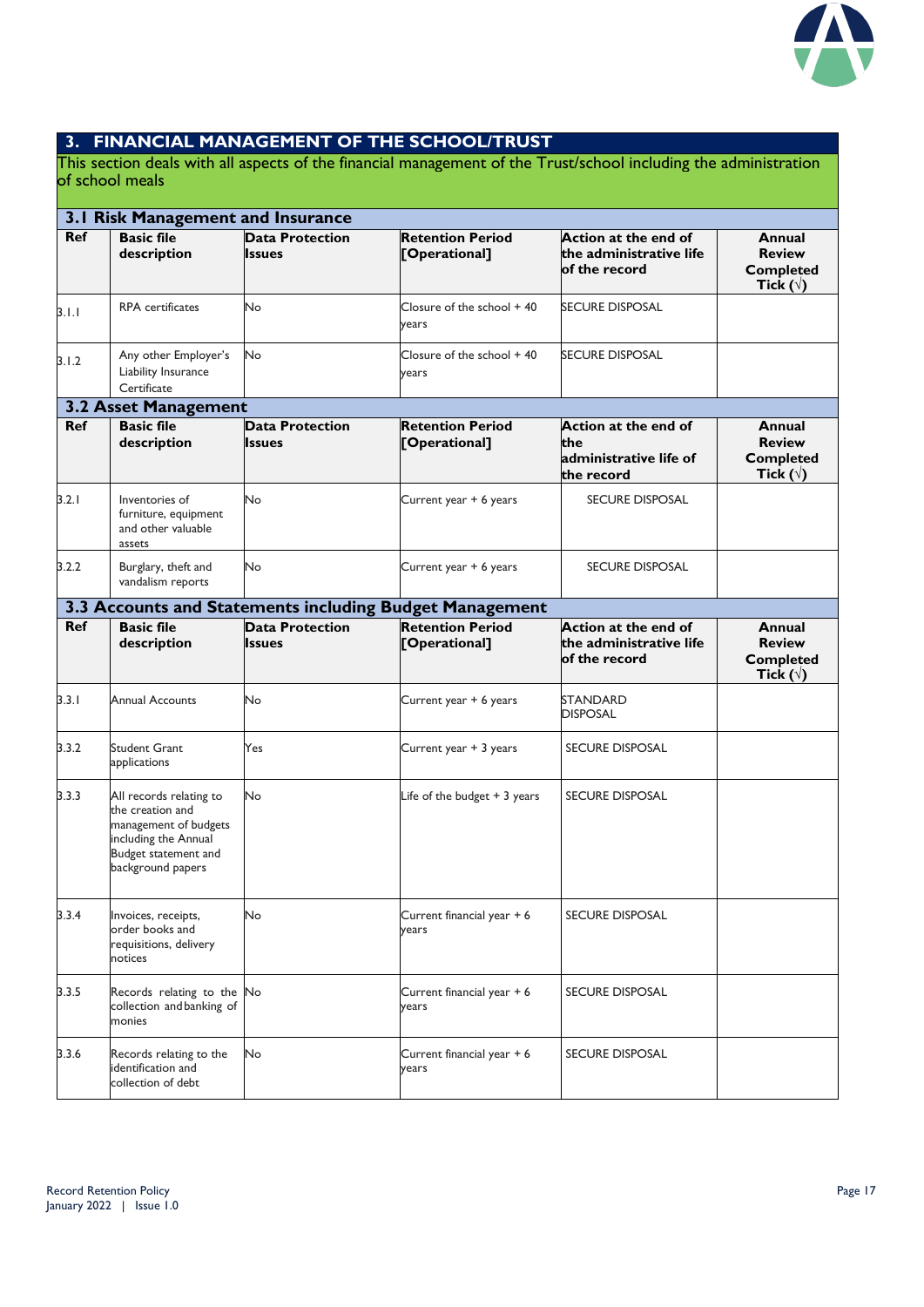## 3. FINANCIAL MANAGEMENT OF THE SCHOOL/TRUST

This section deals with all aspects of the financial management of the Trust/school including the administration of school meals

### 3.1 Risk Management and Insurance

| Ref | Basic file description | Data Protection Issues | Retention Period [Operational] | Action at the end of the administrative life of the record | Annual Review Completed Tick (√) |
|---|---|---|---|---|---|
| 3.1.1 | RPA certificates | No | Closure of the school + 40 years | SECURE DISPOSAL | |
| 3.1.2 | Any other Employer's Liability Insurance Certificate | No | Closure of the school + 40 years | SECURE DISPOSAL | |

### 3.2 Asset Management

| Ref | Basic file description | Data Protection Issues | Retention Period [Operational] | Action at the end of the administrative life of the record | Annual Review Completed Tick (√) |
|---|---|---|---|---|---|
| 3.2.1 | Inventories of furniture, equipment and other valuable assets | No | Current year + 6 years | SECURE DISPOSAL | |
| 3.2.2 | Burglary, theft and vandalism reports | No | Current year + 6 years | SECURE DISPOSAL | |

### 3.3 Accounts and Statements including Budget Management

| Ref | Basic file description | Data Protection Issues | Retention Period [Operational] | Action at the end of the administrative life of the record | Annual Review Completed Tick (√) |
|---|---|---|---|---|---|
| 3.3.1 | Annual Accounts | No | Current year + 6 years | STANDARD DISPOSAL | |
| 3.3.2 | Student Grant applications | Yes | Current year + 3 years | SECURE DISPOSAL | |
| 3.3.3 | All records relating to the creation and management of budgets including the Annual Budget statement and background papers | No | Life of the budget + 3 years | SECURE DISPOSAL | |
| 3.3.4 | Invoices, receipts, order books and requisitions, delivery notices | No | Current financial year + 6 years | SECURE DISPOSAL | |
| 3.3.5 | Records relating to the collection and banking of monies | No | Current financial year + 6 years | SECURE DISPOSAL | |
| 3.3.6 | Records relating to the identification and collection of debt | No | Current financial year + 6 years | SECURE DISPOSAL | |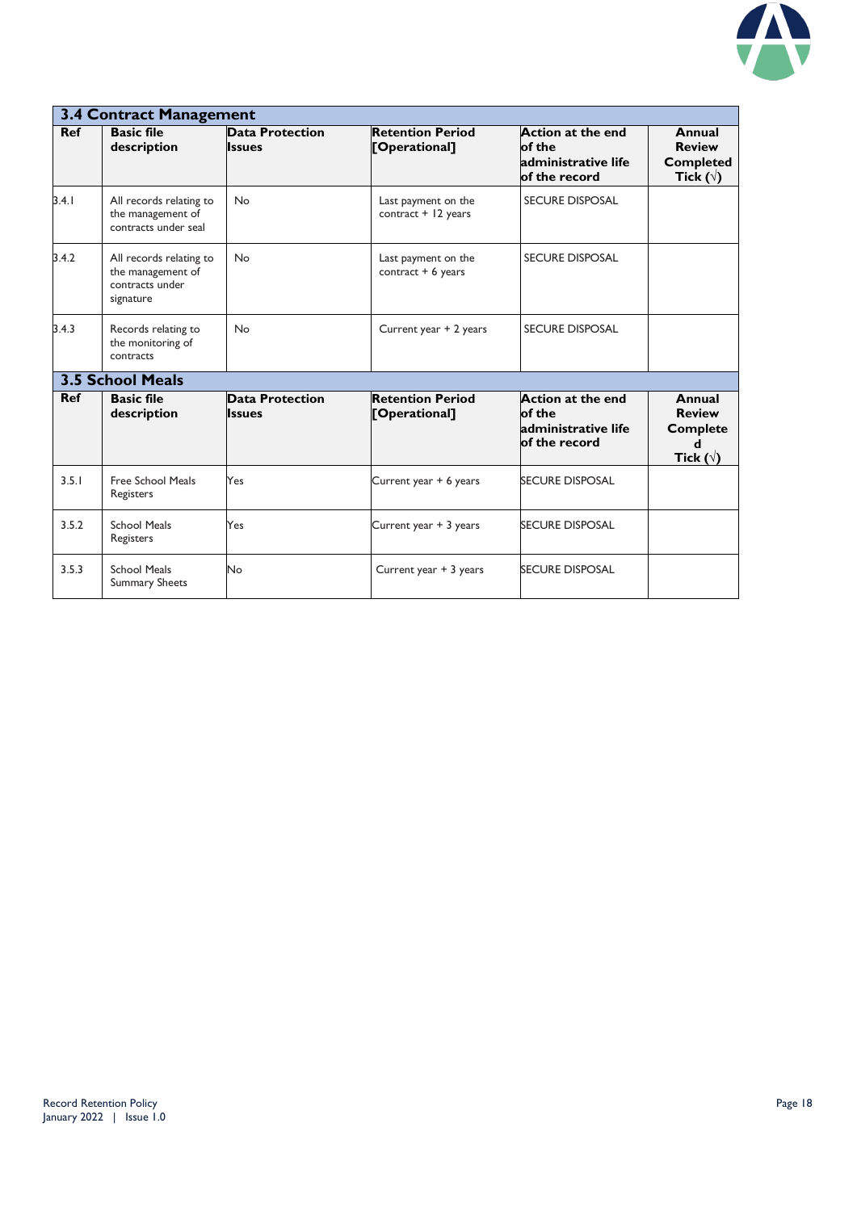## 3.4 Contract Management

| Ref | Basic file description | Data Protection Issues | Retention Period [Operational] | Action at the end of the administrative life of the record | Annual Review Completed Tick (√) |
|---|---|---|---|---|---|
| 3.4.1 | All records relating to the management of contracts under seal | No | Last payment on the contract + 12 years | SECURE DISPOSAL | |
| 3.4.2 | All records relating to the management of contracts under signature | No | Last payment on the contract + 6 years | SECURE DISPOSAL | |
| 3.4.3 | Records relating to the monitoring of contracts | No | Current year + 2 years | SECURE DISPOSAL | |

## 3.5 School Meals

| Ref | Basic file description | Data Protection Issues | Retention Period [Operational] | Action at the end of the administrative life of the record | Annual Review Completed Tick (√) |
|---|---|---|---|---|---|
| 3.5.1 | Free School Meals Registers | Yes | Current year + 6 years | SECURE DISPOSAL | |
| 3.5.2 | School Meals Registers | Yes | Current year + 3 years | SECURE DISPOSAL | |
| 3.5.3 | School Meals Summary Sheets | No | Current year + 3 years | SECURE DISPOSAL | |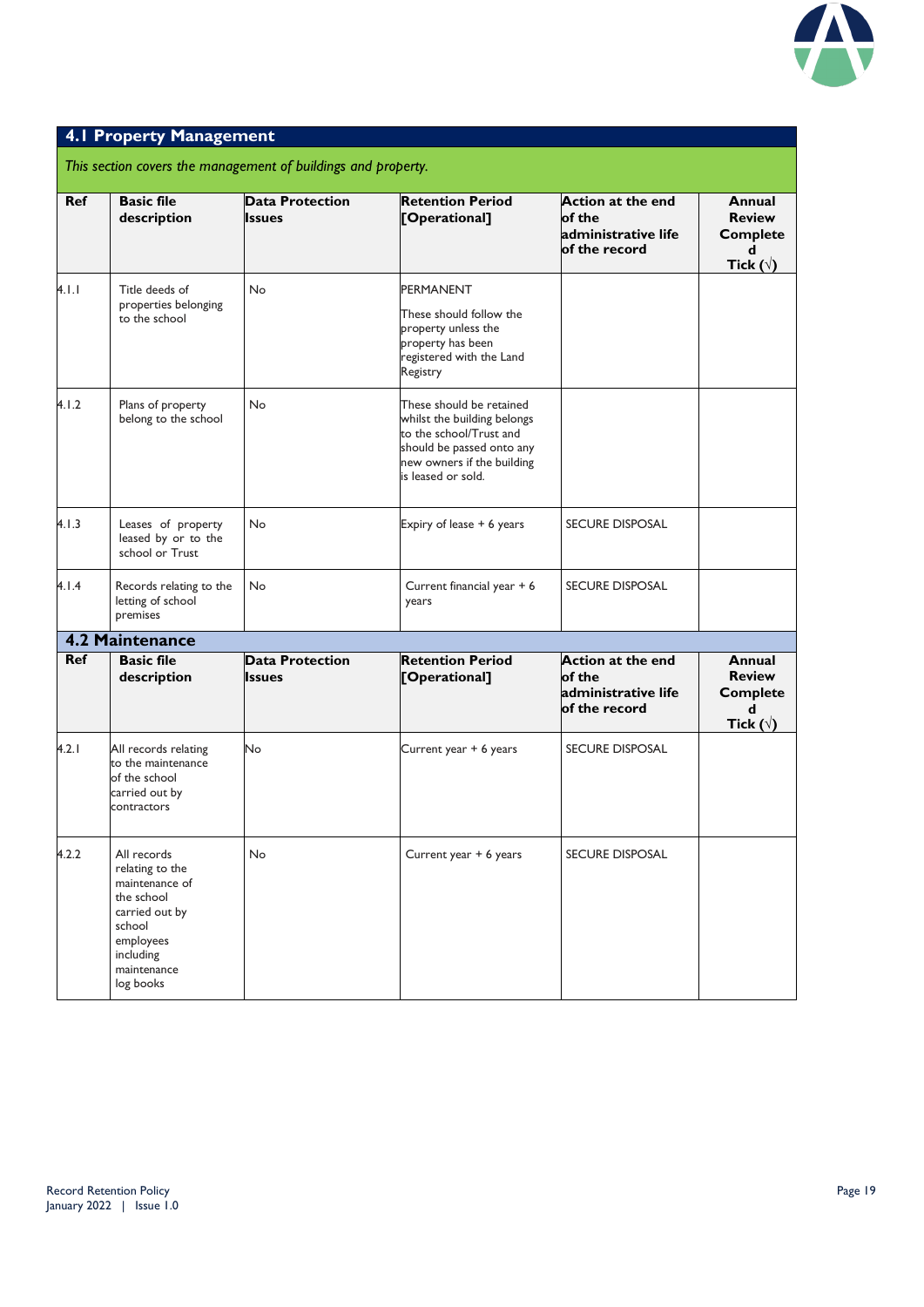## 4.1 Property Management

*This section covers the management of buildings and property.*

| Ref | Basic file description | Data Protection Issues | Retention Period [Operational] | Action at the end of the administrative life of the record | Annual Review Completed Tick (√) |
|---|---|---|---|---|---|
| 4.1.1 | Title deeds of properties belonging to the school | No | PERMANENT<br>These should follow the property unless the property has been registered with the Land Registry | | |
| 4.1.2 | Plans of property belong to the school | No | These should be retained whilst the building belongs to the school/Trust and should be passed onto any new owners if the building is leased or sold. | | |
| 4.1.3 | Leases of property leased by or to the school or Trust | No | Expiry of lease + 6 years | SECURE DISPOSAL | |
| 4.1.4 | Records relating to the letting of school premises | No | Current financial year + 6 years | SECURE DISPOSAL | |

## 4.2 Maintenance

| Ref | Basic file description | Data Protection Issues | Retention Period [Operational] | Action at the end of the administrative life of the record | Annual Review Completed Tick (√) |
|---|---|---|---|---|---|
| 4.2.1 | All records relating to the maintenance of the school carried out by contractors | No | Current year + 6 years | SECURE DISPOSAL | |
| 4.2.2 | All records relating to the maintenance of the school carried out by school employees including maintenance log books | No | Current year + 6 years | SECURE DISPOSAL | |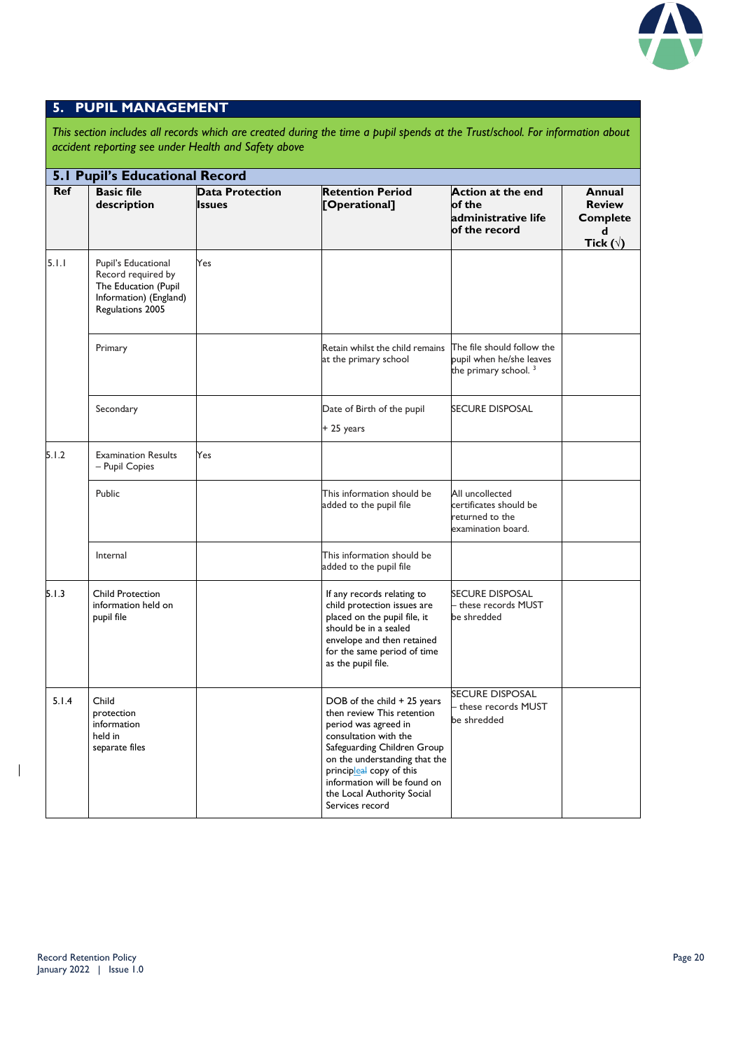## 5. PUPIL MANAGEMENT

*This section includes all records which are created during the time a pupil spends at the Trust/school. For information about accident reporting see under Health and Safety above*

### 5.1 Pupil's Educational Record

| Ref | Basic file description | Data Protection Issues | Retention Period [Operational] | Action at the end of the administrative life of the record | Annual Review Completed Tick (√) |
|---|---|---|---|---|---|
| 5.1.1 | Pupil's Educational Record required by The Education (Pupil Information) (England) Regulations 2005 | Yes | | | |
| | Primary | | Retain whilst the child remains at the primary school | The file should follow the pupil when he/she leaves the primary school. [3] | |
| | Secondary | | Date of Birth of the pupil + 25 years | SECURE DISPOSAL | |
| 5.1.2 | Examination Results – Pupil Copies | Yes | | | |
| | Public | | This information should be added to the pupil file | All uncollected certificates should be returned to the examination board. | |
| | Internal | | This information should be added to the pupil file | | |
| 5.1.3 | Child Protection information held on pupil file | | If any records relating to child protection issues are placed on the pupil file, it should be in a sealed envelope and then retained for the same period of time as the pupil file. | SECURE DISPOSAL – these records MUST be shredded | |
| 5.1.4 | Child protection information held in separate files | | DOB of the child + 25 years then review This retention period was agreed in consultation with the Safeguarding Children Group on the understanding that the principleal copy of this information will be found on the Local Authority Social Services record | SECURE DISPOSAL – these records MUST be shredded | |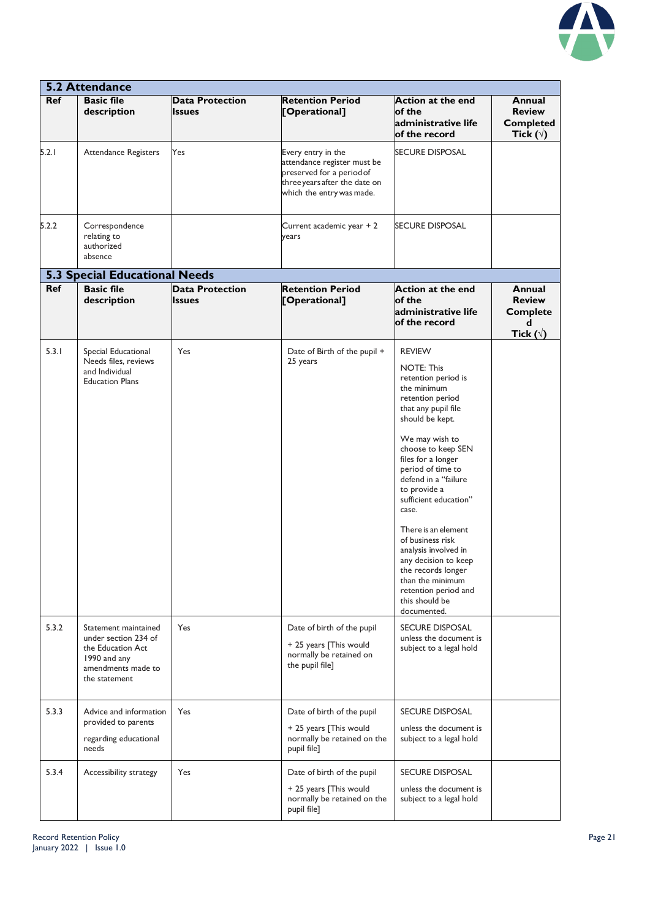### 5.2 Attendance

| Ref | Basic file description | Data Protection Issues | Retention Period [Operational] | Action at the end of the administrative life of the record | Annual Review Completed Tick (√) |
|---|---|---|---|---|---|
| 5.2.1 | Attendance Registers | Yes | Every entry in the attendance register must be preserved for a period of three years after the date on which the entry was made. | SECURE DISPOSAL | |
| 5.2.2 | Correspondence relating to authorized absence | | Current academic year + 2 years | SECURE DISPOSAL | |

### 5.3 Special Educational Needs

| Ref | Basic file description | Data Protection Issues | Retention Period [Operational] | Action at the end of the administrative life of the record | Annual Review Completed Tick (√) |
|---|---|---|---|---|---|
| 5.3.1 | Special Educational Needs files, reviews and Individual Education Plans | Yes | Date of Birth of the pupil + 25 years | REVIEW<br><br>NOTE: This retention period is the minimum retention period that any pupil file should be kept.<br><br>We may wish to choose to keep SEN files for a longer period of time to defend in a "failure to provide a sufficient education" case.<br><br>There is an element of business risk analysis involved in any decision to keep the records longer than the minimum retention period and this should be documented. | |
| 5.3.2 | Statement maintained under section 234 of the Education Act 1990 and any amendments made to the statement | Yes | Date of birth of the pupil + 25 years [This would normally be retained on the pupil file] | SECURE DISPOSAL unless the document is subject to a legal hold | |
| 5.3.3 | Advice and information provided to parents regarding educational needs | Yes | Date of birth of the pupil + 25 years [This would normally be retained on the pupil file] | SECURE DISPOSAL unless the document is subject to a legal hold | |
| 5.3.4 | Accessibility strategy | Yes | Date of birth of the pupil + 25 years [This would normally be retained on the pupil file] | SECURE DISPOSAL unless the document is subject to a legal hold | |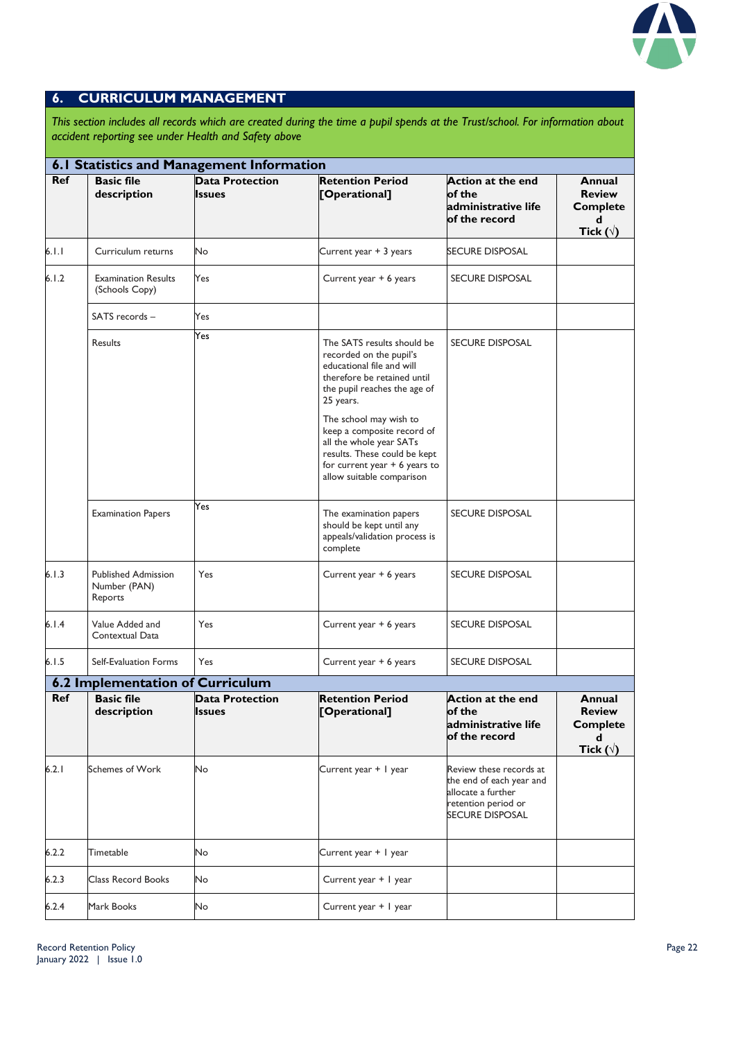## 6. CURRICULUM MANAGEMENT

*This section includes all records which are created during the time a pupil spends at the Trust/school. For information about accident reporting see under Health and Safety above*

### 6.1 Statistics and Management Information

| Ref | Basic file description | Data Protection Issues | Retention Period [Operational] | Action at the end of the administrative life of the record | Annual Review Completed Tick (√) |
|---|---|---|---|---|---|
| 6.1.1 | Curriculum returns | No | Current year + 3 years | SECURE DISPOSAL | |
| 6.1.2 | Examination Results (Schools Copy) | Yes | Current year + 6 years | SECURE DISPOSAL | |
| | SATS records – | Yes | | | |
| | Results | Yes | The SATS results should be recorded on the pupil's educational file and will therefore be retained until the pupil reaches the age of 25 years.<br><br>The school may wish to keep a composite record of all the whole year SATs results. These could be kept for current year + 6 years to allow suitable comparison | SECURE DISPOSAL | |
| | Examination Papers | Yes | The examination papers should be kept until any appeals/validation process is complete | SECURE DISPOSAL | |
| 6.1.3 | Published Admission Number (PAN) Reports | Yes | Current year + 6 years | SECURE DISPOSAL | |
| 6.1.4 | Value Added and Contextual Data | Yes | Current year + 6 years | SECURE DISPOSAL | |
| 6.1.5 | Self-Evaluation Forms | Yes | Current year + 6 years | SECURE DISPOSAL | |

### 6.2 Implementation of Curriculum

| Ref | Basic file description | Data Protection Issues | Retention Period [Operational] | Action at the end of the administrative life of the record | Annual Review Completed Tick (√) |
|---|---|---|---|---|---|
| 6.2.1 | Schemes of Work | No | Current year + 1 year | Review these records at the end of each year and allocate a further retention period or SECURE DISPOSAL | |
| 6.2.2 | Timetable | No | Current year + 1 year | | |
| 6.2.3 | Class Record Books | No | Current year + 1 year | | |
| 6.2.4 | Mark Books | No | Current year + 1 year | | |

Record Retention Policy
January 2022 | Issue 1.0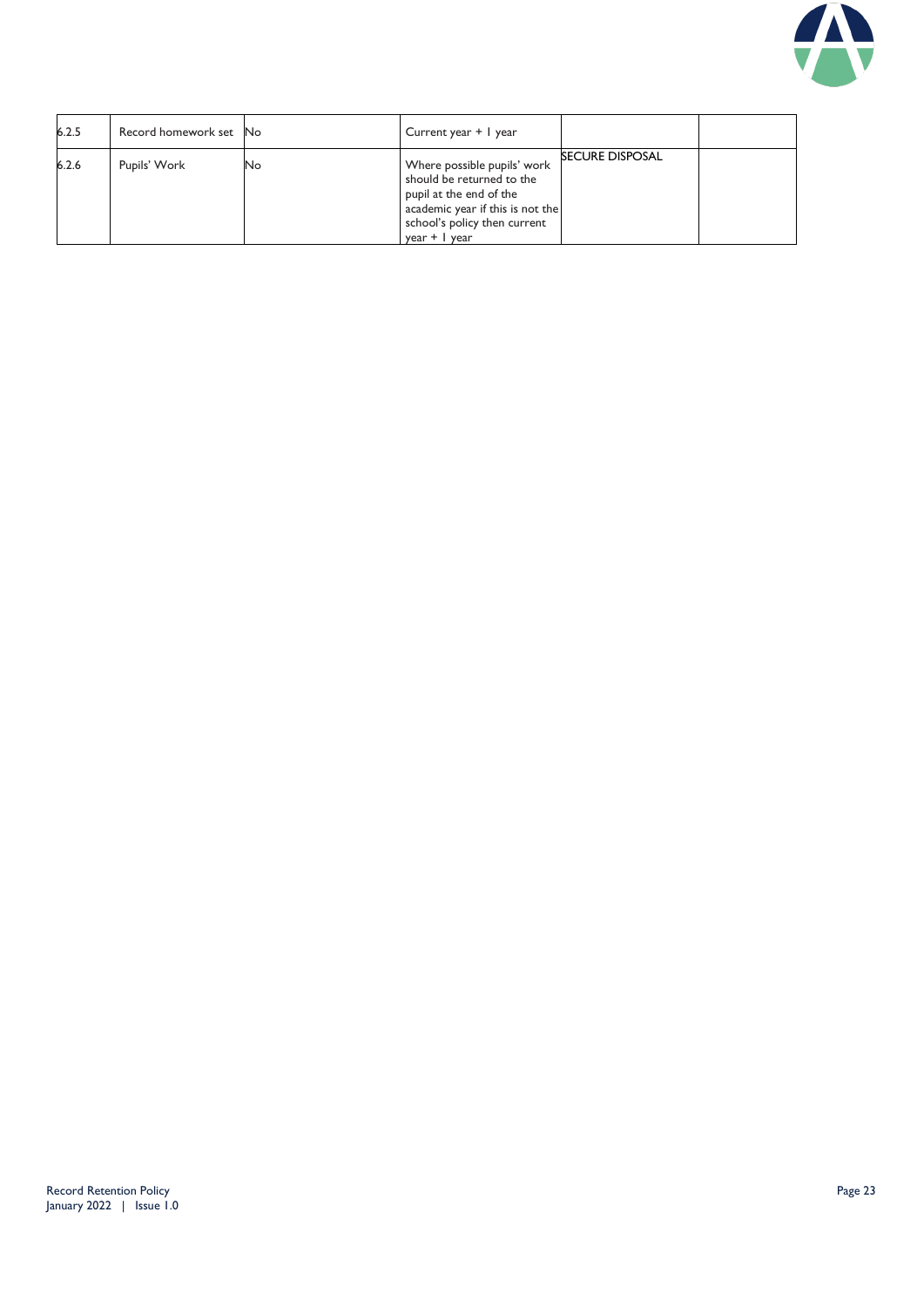| 6.2.5 | Record homework set | No | Current year + 1 year | | |
|---|---|---|---|---|---|
| 6.2.6 | Pupils' Work | No | Where possible pupils' work should be returned to the pupil at the end of the academic year if this is not the school's policy then current year + 1 year | SECURE DISPOSAL | |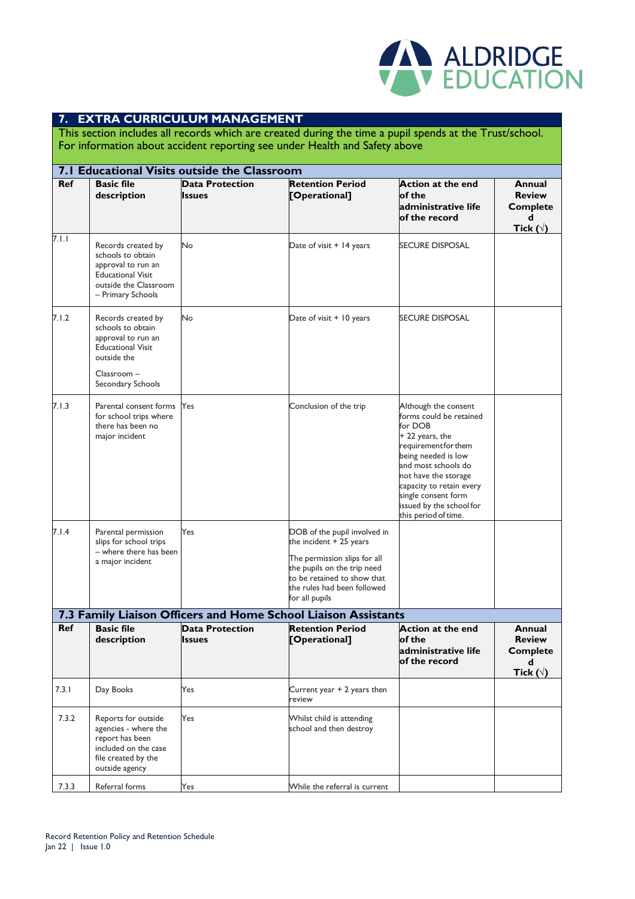## 7. EXTRA CURRICULUM MANAGEMENT

This section includes all records which are created during the time a pupil spends at the Trust/school. For information about accident reporting see under Health and Safety above

### 7.1 Educational Visits outside the Classroom

| Ref | Basic file description | Data Protection Issues | Retention Period [Operational] | Action at the end of the administrative life of the record | Annual Review Completed Tick (√) |
|---|---|---|---|---|---|
| 7.1.1 | Records created by schools to obtain approval to run an Educational Visit outside the Classroom – Primary Schools | No | Date of visit + 14 years | SECURE DISPOSAL | |
| 7.1.2 | Records created by schools to obtain approval to run an Educational Visit outside the Classroom – Secondary Schools | No | Date of visit + 10 years | SECURE DISPOSAL | |
| 7.1.3 | Parental consent forms for school trips where there has been no major incident | Yes | Conclusion of the trip | Although the consent forms could be retained for DOB + 22 years, the requirement for them being needed is low and most schools do not have the storage capacity to retain every single consent form issued by the school for this period of time. | |
| 7.1.4 | Parental permission slips for school trips – where there has been a major incident | Yes | DOB of the pupil involved in the incident + 25 years<br><br>The permission slips for all the pupils on the trip need to be retained to show that the rules had been followed for all pupils | | |

### 7.3 Family Liaison Officers and Home School Liaison Assistants

| Ref | Basic file description | Data Protection Issues | Retention Period [Operational] | Action at the end of the administrative life of the record | Annual Review Completed Tick (√) |
|---|---|---|---|---|---|
| 7.3.1 | Day Books | Yes | Current year + 2 years then review | | |
| 7.3.2 | Reports for outside agencies - where the report has been included on the case file created by the outside agency | Yes | Whilst child is attending school and then destroy | | |
| 7.3.3 | Referral forms | Yes | While the referral is current | | |

Record Retention Policy and Retention Schedule
Jan 22 | Issue 1.0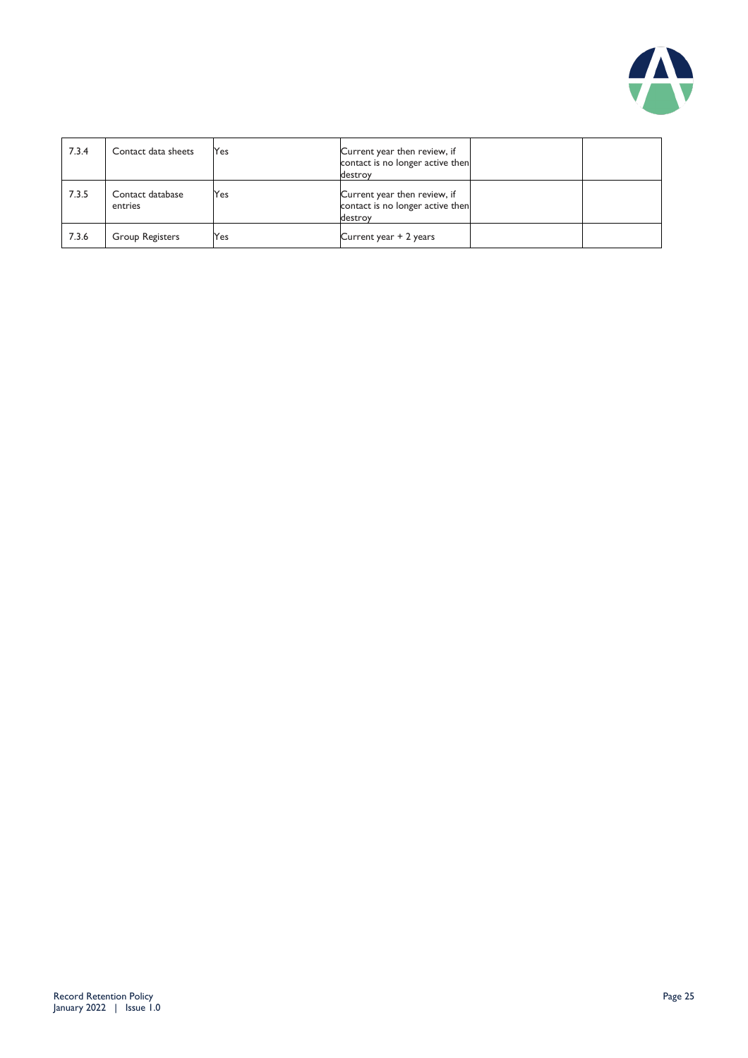| | | | | | |
|---|---|---|---|---|---|
| 7.3.4 | Contact data sheets | Yes | Current year then review, if contact is no longer active then destroy | | |
| 7.3.5 | Contact database entries | Yes | Current year then review, if contact is no longer active then destroy | | |
| 7.3.6 | Group Registers | Yes | Current year + 2 years | | |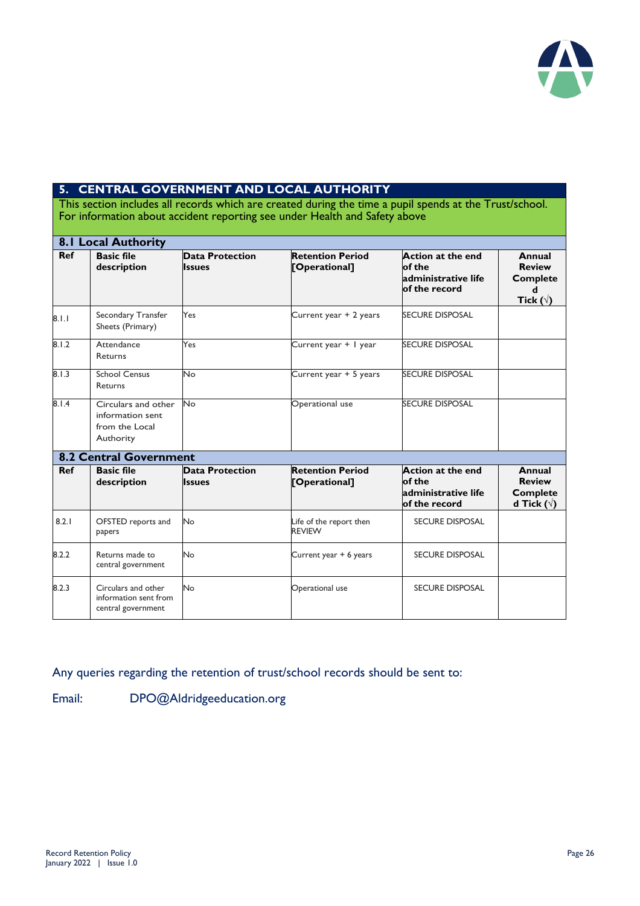## 5. CENTRAL GOVERNMENT AND LOCAL AUTHORITY

This section includes all records which are created during the time a pupil spends at the Trust/school. For information about accident reporting see under Health and Safety above

### 8.1 Local Authority

| Ref | Basic file description | Data Protection Issues | Retention Period [Operational] | Action at the end of the administrative life of the record | Annual Review Completed Tick (√) |
|---|---|---|---|---|---|
| 8.1.1 | Secondary Transfer Sheets (Primary) | Yes | Current year + 2 years | SECURE DISPOSAL | |
| 8.1.2 | Attendance Returns | Yes | Current year + 1 year | SECURE DISPOSAL | |
| 8.1.3 | School Census Returns | No | Current year + 5 years | SECURE DISPOSAL | |
| 8.1.4 | Circulars and other information sent from the Local Authority | No | Operational use | SECURE DISPOSAL | |

### 8.2 Central Government

| Ref | Basic file description | Data Protection Issues | Retention Period [Operational] | Action at the end of the administrative life of the record | Annual Review Completed Tick (√) |
|---|---|---|---|---|---|
| 8.2.1 | OFSTED reports and papers | No | Life of the report then REVIEW | SECURE DISPOSAL | |
| 8.2.2 | Returns made to central government | No | Current year + 6 years | SECURE DISPOSAL | |
| 8.2.3 | Circulars and other information sent from central government | No | Operational use | SECURE DISPOSAL | |

Any queries regarding the retention of trust/school records should be sent to:

Email: DPO@Aldridgeeducation.org